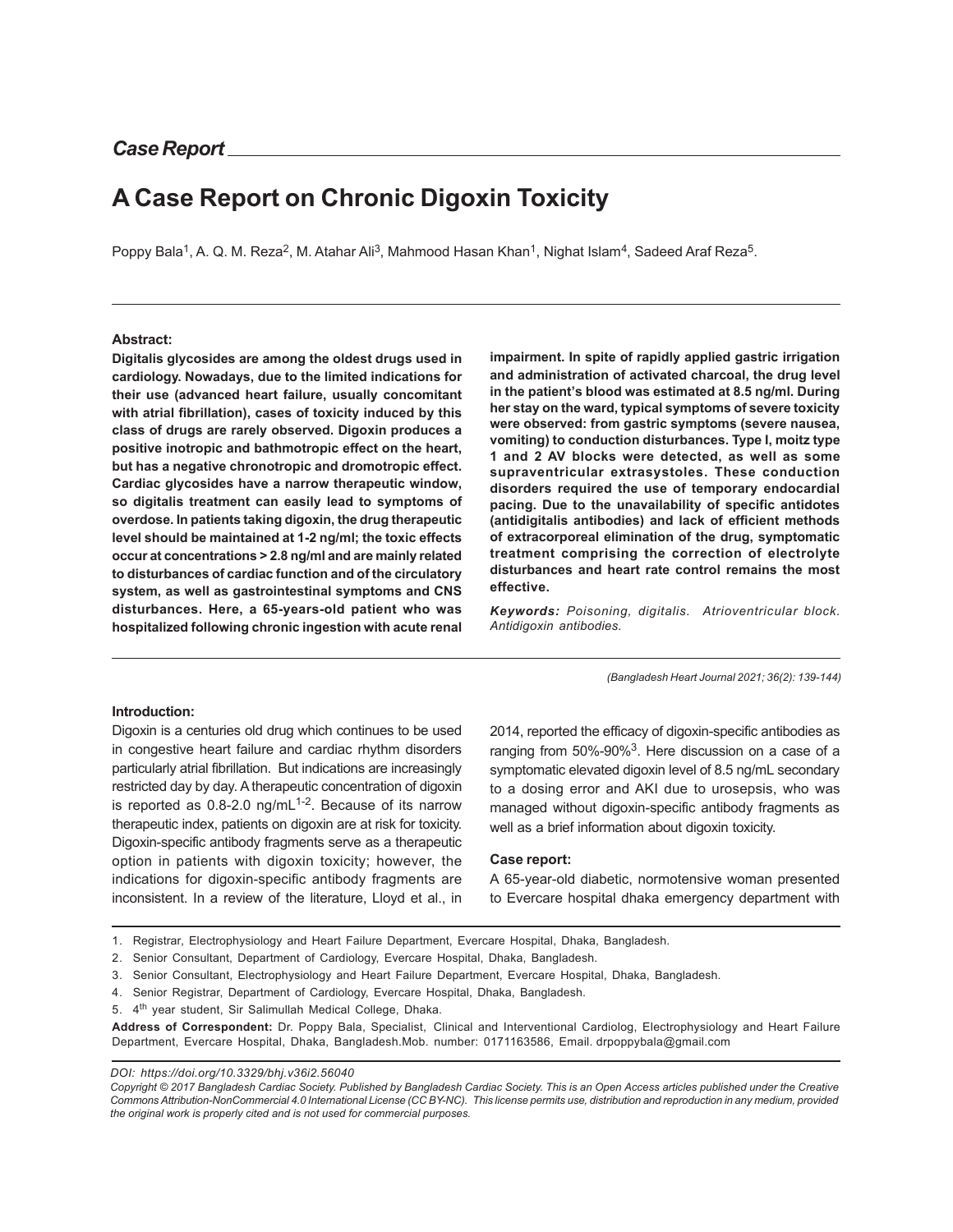*Case Report*

# A Case Report on Chronic Digoxin Toxicity

Poppy Bala[1], A. Q. M. Reza[2], M. Atahar Ali[3], Mahmood Hasan Khan[1], Nighat Islam[4], Sadeed Araf Reza[5].

**Abstract:**

**Digitalis glycosides are among the oldest drugs used in cardiology. Nowadays, due to the limited indications for their use (advanced heart failure, usually concomitant with atrial fibrillation), cases of toxicity induced by this class of drugs are rarely observed. Digoxin produces a positive inotropic and bathmotropic effect on the heart, but has a negative chronotropic and dromotropic effect. Cardiac glycosides have a narrow therapeutic window, so digitalis treatment can easily lead to symptoms of overdose. In patients taking digoxin, the drug therapeutic level should be maintained at 1-2 ng/ml; the toxic effects occur at concentrations > 2.8 ng/ml and are mainly related to disturbances of cardiac function and of the circulatory system, as well as gastrointestinal symptoms and CNS disturbances. Here, a 65-years-old patient who was hospitalized following chronic ingestion with acute renal impairment. In spite of rapidly applied gastric irrigation and administration of activated charcoal, the drug level in the patient's blood was estimated at 8.5 ng/ml. During her stay on the ward, typical symptoms of severe toxicity were observed: from gastric symptoms (severe nausea, vomiting) to conduction disturbances. Type I, moitz type 1 and 2 AV blocks were detected, as well as some supraventricular extrasystoles. These conduction disorders required the use of temporary endocardial pacing. Due to the unavailability of specific antidotes (antidigitalis antibodies) and lack of efficient methods of extracorporeal elimination of the drug, symptomatic treatment comprising the correction of electrolyte disturbances and heart rate control remains the most effective.**

***Keywords:*** *Poisoning, digitalis. Atrioventricular block. Antidigoxin antibodies.*

## Introduction:

Digoxin is a centuries old drug which continues to be used in congestive heart failure and cardiac rhythm disorders particularly atrial fibrillation. But indications are increasingly restricted day by day. A therapeutic concentration of digoxin is reported as 0.8-2.0 ng/mL[1-2]. Because of its narrow therapeutic index, patients on digoxin are at risk for toxicity. Digoxin-specific antibody fragments serve as a therapeutic option in patients with digoxin toxicity; however, the indications for digoxin-specific antibody fragments are inconsistent. In a review of the literature, Lloyd et al., in 2014, reported the efficacy of digoxin-specific antibodies as ranging from 50%-90%[3]. Here discussion on a case of a symptomatic elevated digoxin level of 8.5 ng/mL secondary to a dosing error and AKI due to urosepsis, who was managed without digoxin-specific antibody fragments as well as a brief information about digoxin toxicity.

## Case report:

A 65-year-old diabetic, normotensive woman presented to Evercare hospital dhaka emergency department with

1. Registrar, Electrophysiology and Heart Failure Department, Evercare Hospital, Dhaka, Bangladesh.
2. Senior Consultant, Department of Cardiology, Evercare Hospital, Dhaka, Bangladesh.
3. Senior Consultant, Electrophysiology and Heart Failure Department, Evercare Hospital, Dhaka, Bangladesh.
4. Senior Registrar, Department of Cardiology, Evercare Hospital, Dhaka, Bangladesh.
5. 4th year student, Sir Salimullah Medical College, Dhaka.

**Address of Correspondent:** Dr. Poppy Bala, Specialist, Clinical and Interventional Cardiolog, Electrophysiology and Heart Failure Department, Evercare Hospital, Dhaka, Bangladesh.Mob. number: 0171163586, Email. drpoppybala@gmail.com

*DOI: https://doi.org/10.3329/bhj.v36i2.56040*

*Copyright © 2017 Bangladesh Cardiac Society. Published by Bangladesh Cardiac Society. This is an Open Access articles published under the Creative Commons Attribution-NonCommercial 4.0 International License (CC BY-NC). This license permits use, distribution and reproduction in any medium, provided the original work is properly cited and is not used for commercial purposes.*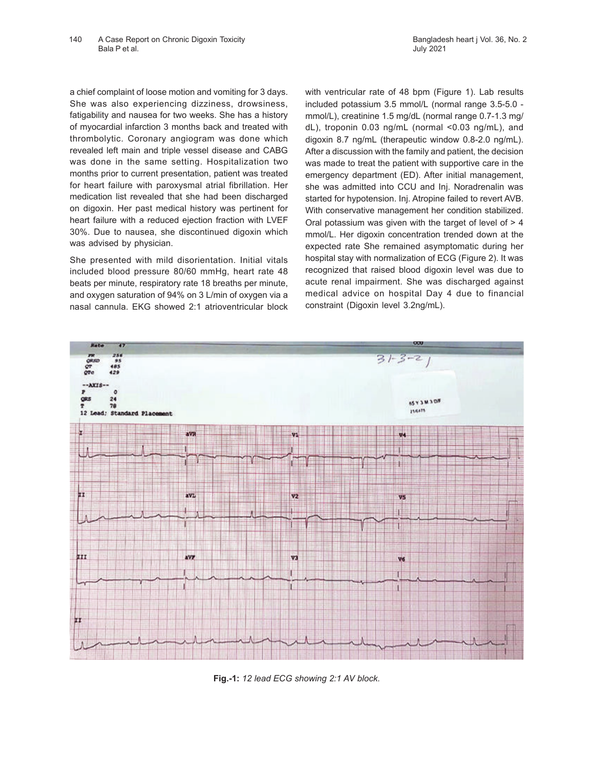a chief complaint of loose motion and vomiting for 3 days. She was also experiencing dizziness, drowsiness, fatigability and nausea for two weeks. She has a history of myocardial infarction 3 months back and treated with thrombolytic. Coronary angiogram was done which revealed left main and triple vessel disease and CABG was done in the same setting. Hospitalization two months prior to current presentation, patient was treated for heart failure with paroxysmal atrial fibrillation. Her medication list revealed that she had been discharged on digoxin. Her past medical history was pertinent for heart failure with a reduced ejection fraction with LVEF 30%. Due to nausea, she discontinued digoxin which was advised by physician.

She presented with mild disorientation. Initial vitals included blood pressure 80/60 mmHg, heart rate 48 beats per minute, respiratory rate 18 breaths per minute, and oxygen saturation of 94% on 3 L/min of oxygen via a nasal cannula. EKG showed 2:1 atrioventricular block with ventricular rate of 48 bpm (Figure 1). Lab results included potassium 3.5 mmol/L (normal range 3.5-5.0 - mmol/L), creatinine 1.5 mg/dL (normal range 0.7-1.3 mg/dL), troponin 0.03 ng/mL (normal <0.03 ng/mL), and digoxin 8.7 ng/mL (therapeutic window 0.8-2.0 ng/mL). After a discussion with the family and patient, the decision was made to treat the patient with supportive care in the emergency department (ED). After initial management, she was admitted into CCU and Inj. Noradrenalin was started for hypotension. Inj. Atropine failed to revert AVB. With conservative management her condition stabilized. Oral potassium was given with the target of level of > 4 mmol/L. Her digoxin concentration trended down at the expected rate She remained asymptomatic during her hospital stay with normalization of ECG (Figure 2). It was recognized that raised blood digoxin level was due to acute renal impairment. She was discharged against medical advice on hospital Day 4 due to financial constraint (Digoxin level 3.2ng/mL).

**Fig.-1:** *12 lead ECG showing 2:1 AV block.*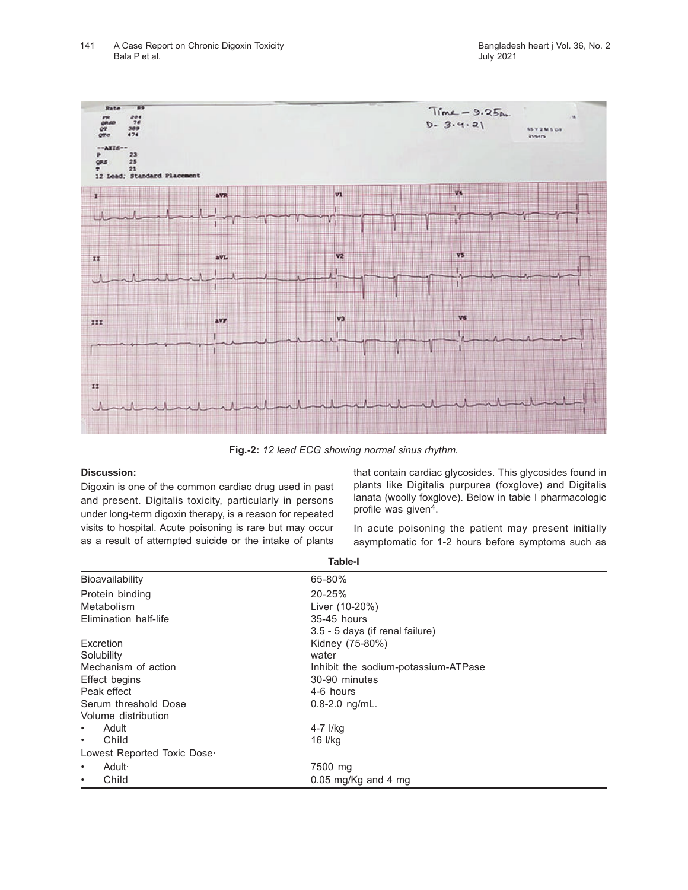**Fig.-2:** *12 lead ECG showing normal sinus rhythm.*

**Discussion:**

Digoxin is one of the common cardiac drug used in past and present. Digitalis toxicity, particularly in persons under long-term digoxin therapy, is a reason for repeated visits to hospital. Acute poisoning is rare but may occur as a result of attempted suicide or the intake of plants that contain cardiac glycosides. This glycosides found in plants like Digitalis purpurea (foxglove) and Digitalis lanata (woolly foxglove). Below in table I pharmacologic profile was given[4].

In acute poisoning the patient may present initially asymptomatic for 1-2 hours before symptoms such as

**Table-I**

| | |
|---|---|
| Bioavailability | 65-80% |
| Protein binding | 20-25% |
| Metabolism | Liver (10-20%) |
| Elimination half-life | 35-45 hours<br>3.5 - 5 days (if renal failure) |
| Excretion | Kidney (75-80%) |
| Solubility | water |
| Mechanism of action | Inhibit the sodium-potassium-ATPase |
| Effect begins | 30-90 minutes |
| Peak effect | 4-6 hours |
| Serum threshold Dose | 0.8-2.0 ng/mL. |
| Volume distribution | |
| • Adult | 4-7 l/kg |
| • Child | 16 l/kg |
| Lowest Reported Toxic Dose· | |
| • Adult· | 7500 mg |
| • Child | 0.05 mg/Kg and 4 mg |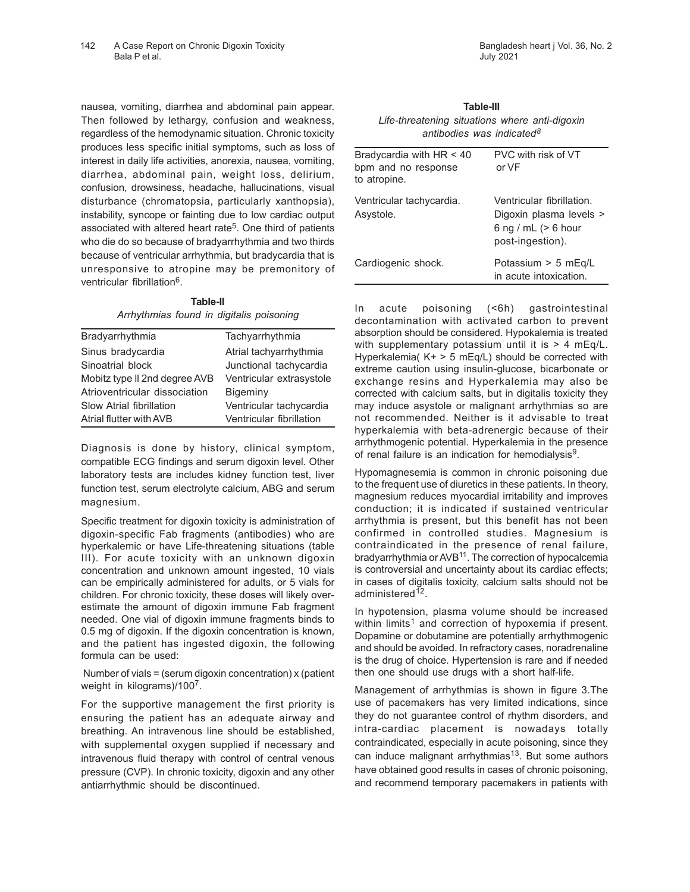nausea, vomiting, diarrhea and abdominal pain appear. Then followed by lethargy, confusion and weakness, regardless of the hemodynamic situation. Chronic toxicity produces less specific initial symptoms, such as loss of interest in daily life activities, anorexia, nausea, vomiting, diarrhea, abdominal pain, weight loss, delirium, confusion, drowsiness, headache, hallucinations, visual disturbance (chromatopsia, particularly xanthopsia), instability, syncope or fainting due to low cardiac output associated with altered heart rate[5]. One third of patients who die do so because of bradyarrhythmia and two thirds because of ventricular arrhythmia, but bradycardia that is unresponsive to atropine may be premonitory of ventricular fibrillation[6].

**Table-II**

*Arrhythmias found in digitalis poisoning*

| Bradyarrhythmia | Tachyarrhythmia |
|---|---|
| Sinus bradycardia | Atrial tachyarrhythmia |
| Sinoatrial block | Junctional tachycardia |
| Mobitz type II 2nd degree AVB | Ventricular extrasystole |
| Atrioventricular dissociation | Bigeminy |
| Slow Atrial fibrillation | Ventricular tachycardia |
| Atrial flutter with AVB | Ventricular fibrillation |

Diagnosis is done by history, clinical symptom, compatible ECG findings and serum digoxin level. Other laboratory tests are includes kidney function test, liver function test, serum electrolyte calcium, ABG and serum magnesium.

Specific treatment for digoxin toxicity is administration of digoxin-specific Fab fragments (antibodies) who are hyperkalemic or have Life-threatening situations (table III). For acute toxicity with an unknown digoxin concentration and unknown amount ingested, 10 vials can be empirically administered for adults, or 5 vials for children. For chronic toxicity, these doses will likely over-estimate the amount of digoxin immune Fab fragment needed. One vial of digoxin immune fragments binds to 0.5 mg of digoxin. If the digoxin concentration is known, and the patient has ingested digoxin, the following formula can be used:

Number of vials = (serum digoxin concentration) x (patient weight in kilograms)/100[7].

For the supportive management the first priority is ensuring the patient has an adequate airway and breathing. An intravenous line should be established, with supplemental oxygen supplied if necessary and intravenous fluid therapy with control of central venous pressure (CVP). In chronic toxicity, digoxin and any other antiarrhythmic should be discontinued.

**Table-III**

*Life-threatening situations where anti-digoxin antibodies was indicated[8]*

| | |
|---|---|
| Bradycardia with HR < 40 bpm and no response to atropine. | PVC with risk of VT or VF |
| Ventricular tachycardia. Asystole. | Ventricular fibrillation. Digoxin plasma levels > 6 ng / mL (> 6 hour post-ingestion). |
| Cardiogenic shock. | Potassium > 5 mEq/L in acute intoxication. |

In acute poisoning (<6h) gastrointestinal decontamination with activated carbon to prevent absorption should be considered. Hypokalemia is treated with supplementary potassium until it is > 4 mEq/L. Hyperkalemia( $K^+$ > 5 mEq/L) should be corrected with extreme caution using insulin-glucose, bicarbonate or exchange resins and Hyperkalemia may also be corrected with calcium salts, but in digitalis toxicity they may induce asystole or malignant arrhythmias so are not recommended. Neither is it advisable to treat hyperkalemia with beta-adrenergic because of their arrhythmogenic potential. Hyperkalemia in the presence of renal failure is an indication for hemodialysis[9].

Hypomagnesemia is common in chronic poisoning due to the frequent use of diuretics in these patients. In theory, magnesium reduces myocardial irritability and improves conduction; it is indicated if sustained ventricular arrhythmia is present, but this benefit has not been confirmed in controlled studies. Magnesium is contraindicated in the presence of renal failure, bradyarrhythmia or AVB[11]. The correction of hypocalcemia is controversial and uncertainty about its cardiac effects; in cases of digitalis toxicity, calcium salts should not be administered[12].

In hypotension, plasma volume should be increased within limits[1] and correction of hypoxemia if present. Dopamine or dobutamine are potentially arrhythmogenic and should be avoided. In refractory cases, noradrenaline is the drug of choice. Hypertension is rare and if needed then one should use drugs with a short half-life.

Management of arrhythmias is shown in figure 3.The use of pacemakers has very limited indications, since they do not guarantee control of rhythm disorders, and intra-cardiac placement is nowadays totally contraindicated, especially in acute poisoning, since they can induce malignant arrhythmias[13]. But some authors have obtained good results in cases of chronic poisoning, and recommend temporary pacemakers in patients with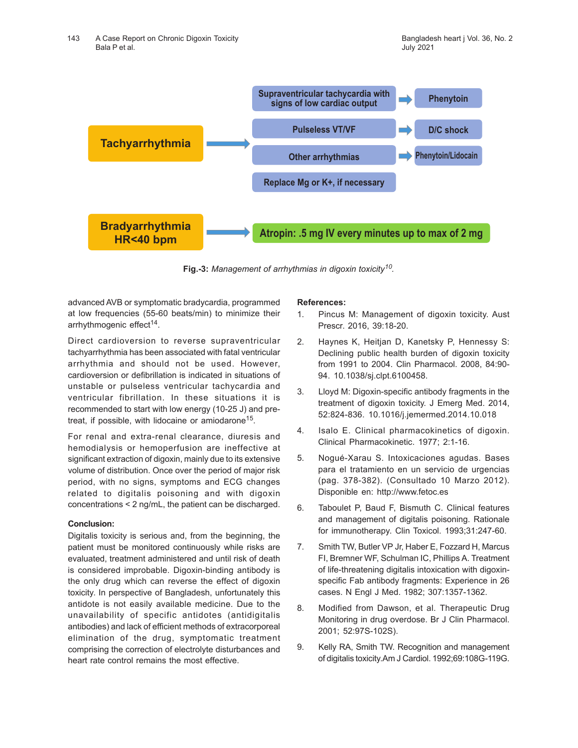Tachyarrhythmia → Supraventricular tachycardia with signs of low cardiac output → Phenytoin

Tachyarrhythmia → Pulseless VT/VF → D/C shock

Tachyarrhythmia → Other arrhythmias → Phenytoin/Lidocain

Tachyarrhythmia → Replace Mg or K+, if necessary

Bradyarrhythmia HR<40 bpm → Atropin: .5 mg IV every minutes up to max of 2 mg

**Fig.-3:** *Management of arrhythmias in digoxin toxicity*[10].

advanced AVB or symptomatic bradycardia, programmed at low frequencies (55-60 beats/min) to minimize their arrhythmogenic effect[14].

Direct cardioversion to reverse supraventricular tachyarrhythmia has been associated with fatal ventricular arrhythmia and should not be used. However, cardioversion or defibrillation is indicated in situations of unstable or pulseless ventricular tachycardia and ventricular fibrillation. In these situations it is recommended to start with low energy (10-25 J) and pre-treat, if possible, with lidocaine or amiodarone[15].

For renal and extra-renal clearance, diuresis and hemodialysis or hemoperfusion are ineffective at significant extraction of digoxin, mainly due to its extensive volume of distribution. Once over the period of major risk period, with no signs, symptoms and ECG changes related to digitalis poisoning and with digoxin concentrations < 2 ng/mL, the patient can be discharged.

**Conclusion:**

Digitalis toxicity is serious and, from the beginning, the patient must be monitored continuously while risks are evaluated, treatment administered and until risk of death is considered improbable. Digoxin-binding antibody is the only drug which can reverse the effect of digoxin toxicity. In perspective of Bangladesh, unfortunately this antidote is not easily available medicine. Due to the unavailability of specific antidotes (antidigitalis antibodies) and lack of efficient methods of extracorporeal elimination of the drug, symptomatic treatment comprising the correction of electrolyte disturbances and heart rate control remains the most effective.

**References:**

1. Pincus M: Management of digoxin toxicity. Aust Prescr. 2016, 39:18-20.
2. Haynes K, Heitjan D, Kanetsky P, Hennessy S: Declining public health burden of digoxin toxicity from 1991 to 2004. Clin Pharmacol. 2008, 84:90-94. 10.1038/sj.clpt.6100458.
3. Lloyd M: Digoxin-specific antibody fragments in the treatment of digoxin toxicity. J Emerg Med. 2014, 52:824-836. 10.1016/j.jemermed.2014.10.018
4. Isalo E. Clinical pharmacokinetics of digoxin. Clinical Pharmacokinetic. 1977; 2:1-16.
5. Nogué-Xarau S. Intoxicaciones agudas. Bases para el tratamiento en un servicio de urgencias (pag. 378-382). (Consultado 10 Marzo 2012). Disponible en: http://www.fetoc.es
6. Taboulet P, Baud F, Bismuth C. Clinical features and management of digitalis poisoning. Rationale for immunotherapy. Clin Toxicol. 1993;31:247-60.
7. Smith TW, Butler VP Jr, Haber E, Fozzard H, Marcus FI, Bremner WF, Schulman IC, Phillips A. Treatment of life-threatening digitalis intoxication with digoxin-specific Fab antibody fragments: Experience in 26 cases. N Engl J Med. 1982; 307:1357-1362.
8. Modified from Dawson, et al. Therapeutic Drug Monitoring in drug overdose. Br J Clin Pharmacol. 2001; 52:97S-102S).
9. Kelly RA, Smith TW. Recognition and management of digitalis toxicity.Am J Cardiol. 1992;69:108G-119G.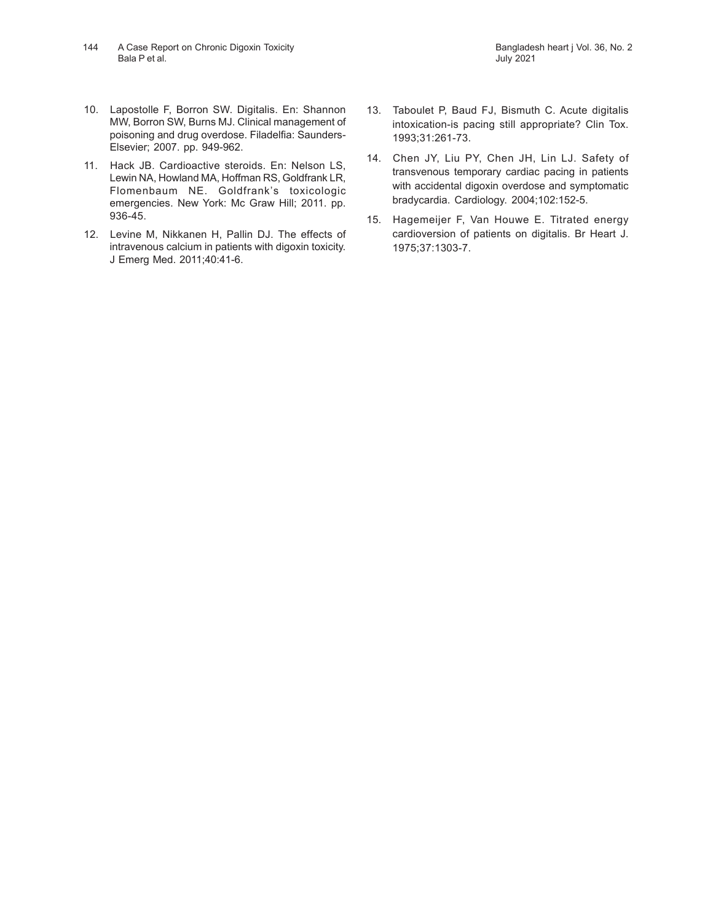10. Lapostolle F, Borron SW. Digitalis. En: Shannon MW, Borron SW, Burns MJ. Clinical management of poisoning and drug overdose. Filadelfia: Saunders-Elsevier; 2007. pp. 949-962.
11. Hack JB. Cardioactive steroids. En: Nelson LS, Lewin NA, Howland MA, Hoffman RS, Goldfrank LR, Flomenbaum NE. Goldfrank's toxicologic emergencies. New York: Mc Graw Hill; 2011. pp. 936-45.
12. Levine M, Nikkanen H, Pallin DJ. The effects of intravenous calcium in patients with digoxin toxicity. J Emerg Med. 2011;40:41-6.
13. Taboulet P, Baud FJ, Bismuth C. Acute digitalis intoxication-is pacing still appropriate? Clin Tox. 1993;31:261-73.
14. Chen JY, Liu PY, Chen JH, Lin LJ. Safety of transvenous temporary cardiac pacing in patients with accidental digoxin overdose and symptomatic bradycardia. Cardiology. 2004;102:152-5.
15. Hagemeijer F, Van Houwe E. Titrated energy cardioversion of patients on digitalis. Br Heart J. 1975;37:1303-7.